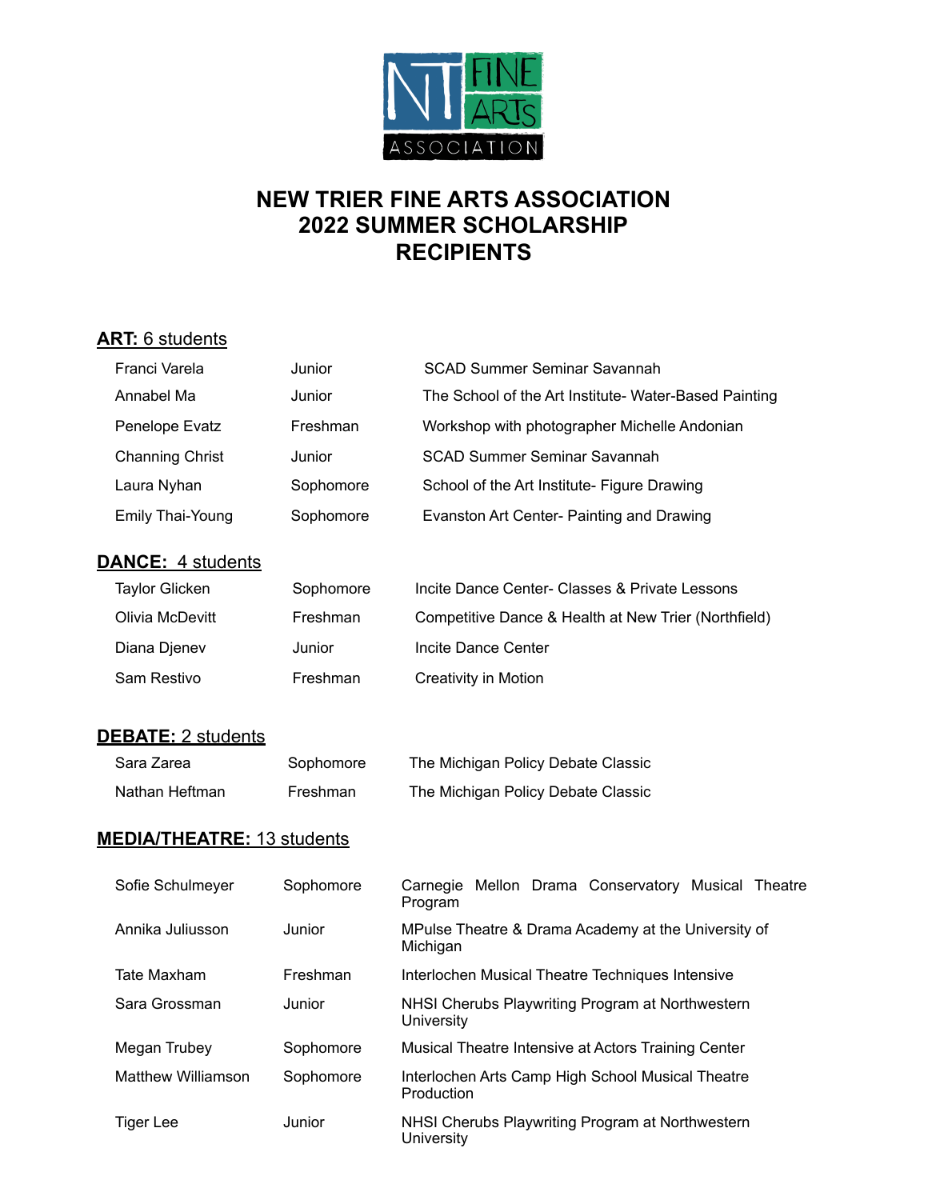# NEW TRIER FINE ARTS ASSOCIATION
# 2022 SUMMER SCHOLARSHIP RECIPIENTS

## **ART:** 6 students

| | | |
|---|---|---|
| Franci Varela | Junior | SCAD Summer Seminar Savannah |
| Annabel Ma | Junior | The School of the Art Institute- Water-Based Painting |
| Penelope Evatz | Freshman | Workshop with photographer Michelle Andonian |
| Channing Christ | Junior | SCAD Summer Seminar Savannah |
| Laura Nyhan | Sophomore | School of the Art Institute- Figure Drawing |
| Emily Thai-Young | Sophomore | Evanston Art Center- Painting and Drawing |

## **DANCE:** 4 students

| | | |
|---|---|---|
| Taylor Glicken | Sophomore | Incite Dance Center- Classes & Private Lessons |
| Olivia McDevitt | Freshman | Competitive Dance & Health at New Trier (Northfield) |
| Diana Djenev | Junior | Incite Dance Center |
| Sam Restivo | Freshman | Creativity in Motion |

## **DEBATE:** 2 students

| | | |
|---|---|---|
| Sara Zarea | Sophomore | The Michigan Policy Debate Classic |
| Nathan Heftman | Freshman | The Michigan Policy Debate Classic |

## **MEDIA/THEATRE:** 13 students

| | | |
|---|---|---|
| Sofie Schulmeyer | Sophomore | Carnegie Mellon Drama Conservatory Musical Theatre Program |
| Annika Juliusson | Junior | MPulse Theatre & Drama Academy at the University of Michigan |
| Tate Maxham | Freshman | Interlochen Musical Theatre Techniques Intensive |
| Sara Grossman | Junior | NHSI Cherubs Playwriting Program at Northwestern University |
| Megan Trubey | Sophomore | Musical Theatre Intensive at Actors Training Center |
| Matthew Williamson | Sophomore | Interlochen Arts Camp High School Musical Theatre Production |
| Tiger Lee | Junior | NHSI Cherubs Playwriting Program at Northwestern University |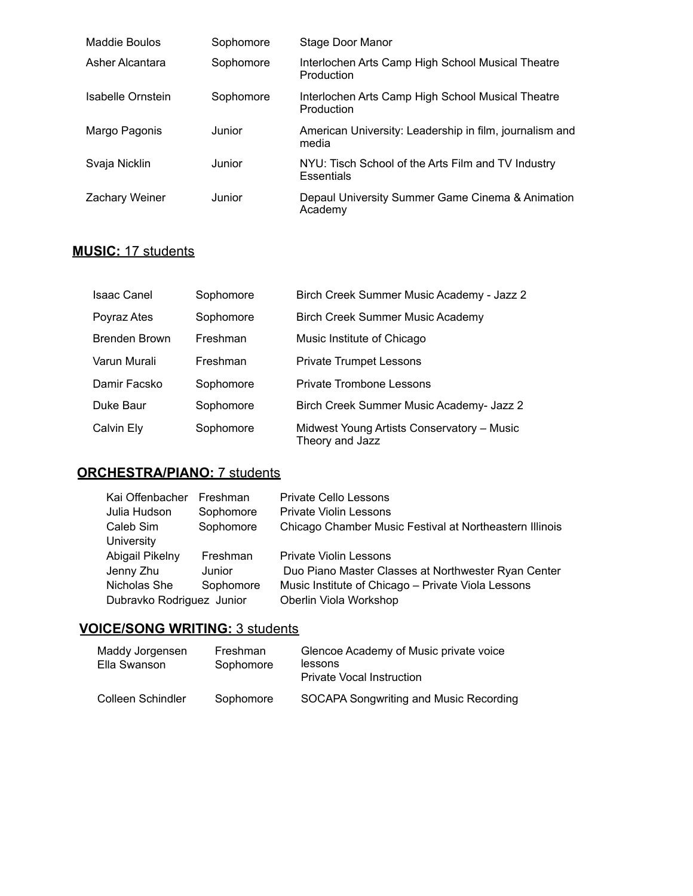| | | |
|---|---|---|
| Maddie Boulos | Sophomore | Stage Door Manor |
| Asher Alcantara | Sophomore | Interlochen Arts Camp High School Musical Theatre Production |
| Isabelle Ornstein | Sophomore | Interlochen Arts Camp High School Musical Theatre Production |
| Margo Pagonis | Junior | American University: Leadership in film, journalism and media |
| Svaja Nicklin | Junior | NYU: Tisch School of the Arts Film and TV Industry Essentials |
| Zachary Weiner | Junior | Depaul University Summer Game Cinema & Animation Academy |

**MUSIC:** 17 students

| | | |
|---|---|---|
| Isaac Canel | Sophomore | Birch Creek Summer Music Academy - Jazz 2 |
| Poyraz Ates | Sophomore | Birch Creek Summer Music Academy |
| Brenden Brown | Freshman | Music Institute of Chicago |
| Varun Murali | Freshman | Private Trumpet Lessons |
| Damir Facsko | Sophomore | Private Trombone Lessons |
| Duke Baur | Sophomore | Birch Creek Summer Music Academy- Jazz 2 |
| Calvin Ely | Sophomore | Midwest Young Artists Conservatory – Music Theory and Jazz |

**ORCHESTRA/PIANO:** 7 students

| | | |
|---|---|---|
| Kai Offenbacher | Freshman | Private Cello Lessons |
| Julia Hudson | Sophomore | Private Violin Lessons |
| Caleb Sim | Sophomore | Chicago Chamber Music Festival at Northeastern Illinois University |
| Abigail Pikelny | Freshman | Private Violin Lessons |
| Jenny Zhu | Junior | Duo Piano Master Classes at Northwester Ryan Center |
| Nicholas She | Sophomore | Music Institute of Chicago – Private Viola Lessons |
| Dubravko Rodriguez | Junior | Oberlin Viola Workshop |

**VOICE/SONG WRITING:** 3 students

| | | |
|---|---|---|
| Maddy Jorgensen | Freshman | Glencoe Academy of Music private voice lessons |
| Ella Swanson | Sophomore | Private Vocal Instruction |
| Colleen Schindler | Sophomore | SOCAPA Songwriting and Music Recording |